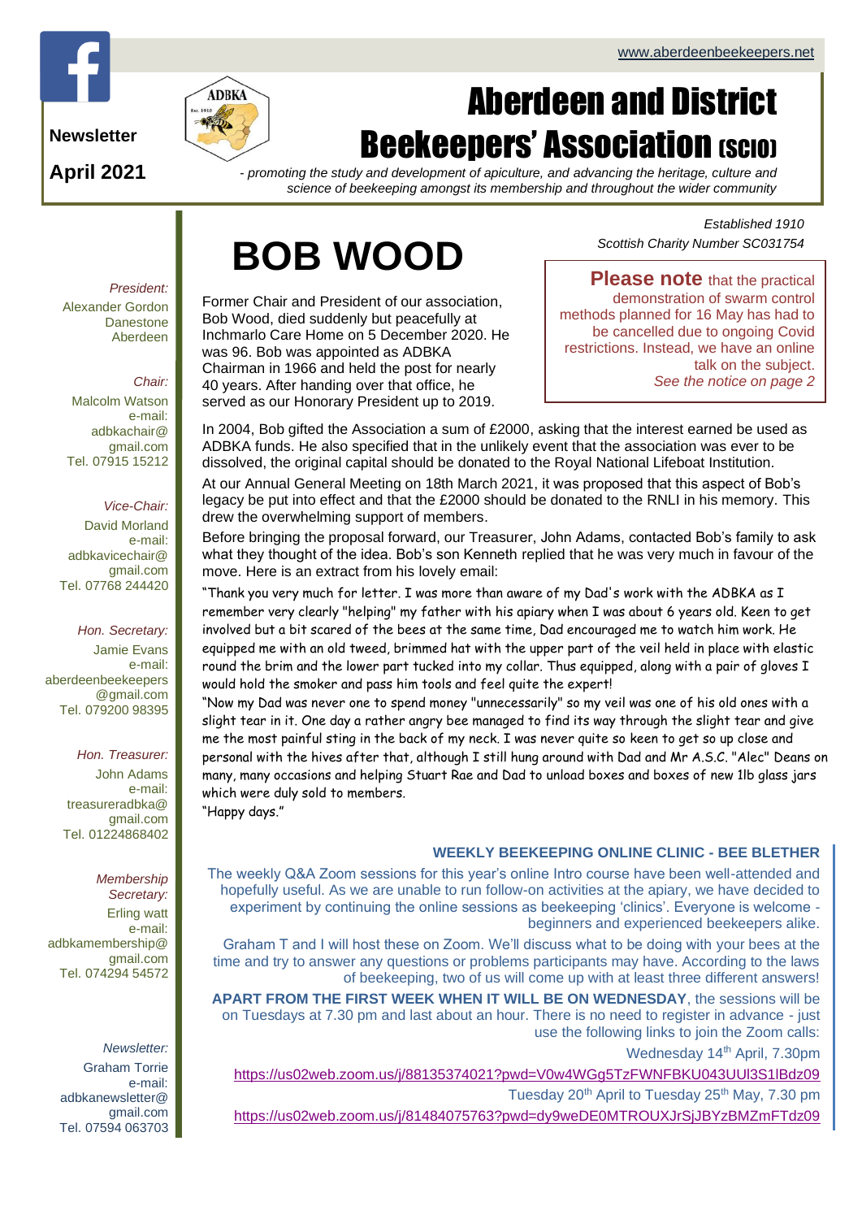www.aberdeenbeekeepers.net

**Newsletter**

**April 2021**

# Aberdeen and District Beekeepers' Association (SCIO)

*- promoting the study and development of apiculture, and advancing the heritage, culture and science of beekeeping amongst its membership and throughout the wider community*

*Established 1910*
*Scottish Charity Number SC031754*

*President:*
Alexander Gordon
Danestone
Aberdeen

*Chair:*
Malcolm Watson
e-mail:
adbkachair@gmail.com
Tel. 07915 15212

*Vice-Chair:*
David Morland
e-mail:
adbkavicechair@gmail.com
Tel. 07768 244420

*Hon. Secretary:*
Jamie Evans
e-mail:
aberdeenbeekeepers@gmail.com
Tel. 079200 98395

*Hon. Treasurer:*
John Adams
e-mail:
treasureradbka@gmail.com
Tel. 01224868402

*Membership Secretary:*
Erling watt
e-mail:
adbkamembership@gmail.com
Tel. 074294 54572

*Newsletter:*
Graham Torrie
e-mail:
adbkanewsletter@gmail.com
Tel. 07594 063703

# BOB WOOD

Former Chair and President of our association, Bob Wood, died suddenly but peacefully at Inchmarlo Care Home on 5 December 2020. He was 96. Bob was appointed as ADBKA Chairman in 1966 and held the post for nearly 40 years. After handing over that office, he served as our Honorary President up to 2019.

**Please note** that the practical demonstration of swarm control methods planned for 16 May has had to be cancelled due to ongoing Covid restrictions. Instead, we have an online talk on the subject.
*See the notice on page 2*

In 2004, Bob gifted the Association a sum of £2000, asking that the interest earned be used as ADBKA funds. He also specified that in the unlikely event that the association was ever to be dissolved, the original capital should be donated to the Royal National Lifeboat Institution.

At our Annual General Meeting on 18th March 2021, it was proposed that this aspect of Bob's legacy be put into effect and that the £2000 should be donated to the RNLI in his memory. This drew the overwhelming support of members.

Before bringing the proposal forward, our Treasurer, John Adams, contacted Bob's family to ask what they thought of the idea. Bob's son Kenneth replied that he was very much in favour of the move. Here is an extract from his lovely email:

"Thank you very much for letter. I was more than aware of my Dad's work with the ADBKA as I remember very clearly "helping" my father with his apiary when I was about 6 years old. Keen to get involved but a bit scared of the bees at the same time, Dad encouraged me to watch him work. He equipped me with an old tweed, brimmed hat with the upper part of the veil held in place with elastic round the brim and the lower part tucked into my collar. Thus equipped, along with a pair of gloves I would hold the smoker and pass him tools and feel quite the expert!

"Now my Dad was never one to spend money "unnecessarily" so my veil was one of his old ones with a slight tear in it. One day a rather angry bee managed to find its way through the slight tear and give me the most painful sting in the back of my neck. I was never quite so keen to get so up close and personal with the hives after that, although I still hung around with Dad and Mr A.S.C. "Alec" Deans on many, many occasions and helping Stuart Rae and Dad to unload boxes and boxes of new 1lb glass jars which were duly sold to members.

"Happy days."

### WEEKLY BEEKEEPING ONLINE CLINIC - BEE BLETHER

The weekly Q&A Zoom sessions for this year's online Intro course have been well-attended and hopefully useful. As we are unable to run follow-on activities at the apiary, we have decided to experiment by continuing the online sessions as beekeeping 'clinics'. Everyone is welcome - beginners and experienced beekeepers alike.

Graham T and I will host these on Zoom. We'll discuss what to be doing with your bees at the time and try to answer any questions or problems participants may have. According to the laws of beekeeping, two of us will come up with at least three different answers!

**APART FROM THE FIRST WEEK WHEN IT WILL BE ON WEDNESDAY**, the sessions will be on Tuesdays at 7.30 pm and last about an hour. There is no need to register in advance - just use the following links to join the Zoom calls:

Wednesday 14th April, 7.30pm

https://us02web.zoom.us/j/88135374021?pwd=V0w4WGg5TzFWNFBKU043UUl3S1lBdz09

Tuesday 20th April to Tuesday 25th May, 7.30 pm

https://us02web.zoom.us/j/81484075763?pwd=dy9weDE0MTROUXJrSjJBYzBMZmFTdz09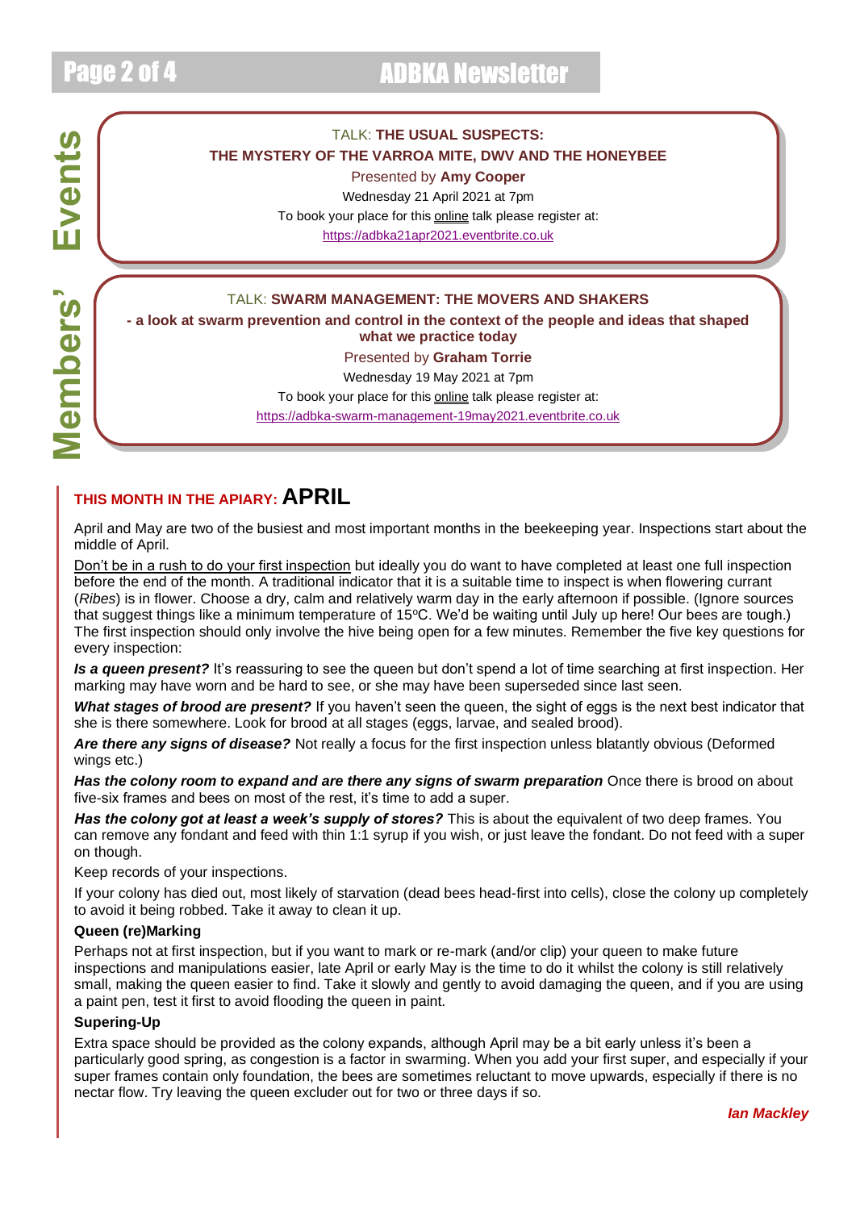## Members' Events

TALK: **THE USUAL SUSPECTS:**

**THE MYSTERY OF THE VARROA MITE, DWV AND THE HONEYBEE**

Presented by **Amy Cooper**

Wednesday 21 April 2021 at 7pm

To book your place for this online talk please register at:

https://adbka21apr2021.eventbrite.co.uk

---

TALK: **SWARM MANAGEMENT: THE MOVERS AND SHAKERS**

**- a look at swarm prevention and control in the context of the people and ideas that shaped what we practice today**

Presented by **Graham Torrie**

Wednesday 19 May 2021 at 7pm

To book your place for this online talk please register at:

https://adbka-swarm-management-19may2021.eventbrite.co.uk

## THIS MONTH IN THE APIARY: APRIL

April and May are two of the busiest and most important months in the beekeeping year. Inspections start about the middle of April.

Don't be in a rush to do your first inspection but ideally you do want to have completed at least one full inspection before the end of the month. A traditional indicator that it is a suitable time to inspect is when flowering currant (*Ribes*) is in flower. Choose a dry, calm and relatively warm day in the early afternoon if possible. (Ignore sources that suggest things like a minimum temperature of 15ºC. We'd be waiting until July up here! Our bees are tough.) The first inspection should only involve the hive being open for a few minutes. Remember the five key questions for every inspection:

***Is a queen present?*** It's reassuring to see the queen but don't spend a lot of time searching at first inspection. Her marking may have worn and be hard to see, or she may have been superseded since last seen.

***What stages of brood are present?*** If you haven't seen the queen, the sight of eggs is the next best indicator that she is there somewhere. Look for brood at all stages (eggs, larvae, and sealed brood).

***Are there any signs of disease?*** Not really a focus for the first inspection unless blatantly obvious (Deformed wings etc.)

***Has the colony room to expand and are there any signs of swarm preparation*** Once there is brood on about five-six frames and bees on most of the rest, it's time to add a super.

***Has the colony got at least a week's supply of stores?*** This is about the equivalent of two deep frames. You can remove any fondant and feed with thin 1:1 syrup if you wish, or just leave the fondant. Do not feed with a super on though.

Keep records of your inspections.

If your colony has died out, most likely of starvation (dead bees head-first into cells), close the colony up completely to avoid it being robbed. Take it away to clean it up.

### Queen (re)Marking

Perhaps not at first inspection, but if you want to mark or re-mark (and/or clip) your queen to make future inspections and manipulations easier, late April or early May is the time to do it whilst the colony is still relatively small, making the queen easier to find. Take it slowly and gently to avoid damaging the queen, and if you are using a paint pen, test it first to avoid flooding the queen in paint.

### Supering-Up

Extra space should be provided as the colony expands, although April may be a bit early unless it's been a particularly good spring, as congestion is a factor in swarming. When you add your first super, and especially if your super frames contain only foundation, the bees are sometimes reluctant to move upwards, especially if there is no nectar flow. Try leaving the queen excluder out for two or three days if so.

***Ian Mackley***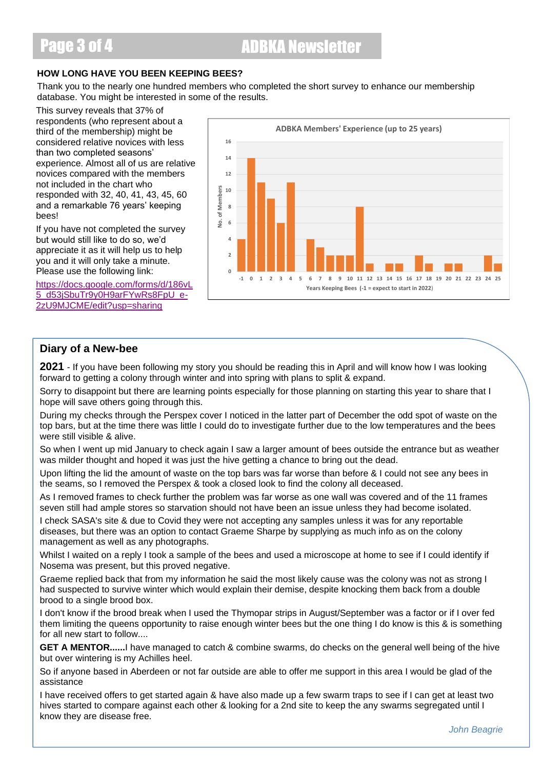## HOW LONG HAVE YOU BEEN KEEPING BEES?

Thank you to the nearly one hundred members who completed the short survey to enhance our membership database. You might be interested in some of the results.

This survey reveals that 37% of respondents (who represent about a third of the membership) might be considered relative novices with less than two completed seasons' experience. Almost all of us are relative novices compared with the members not included in the chart who responded with 32, 40, 41, 43, 45, 60 and a remarkable 76 years' keeping bees!

If you have not completed the survey but would still like to do so, we'd appreciate it as it will help us to help you and it will only take a minute. Please use the following link:

https://docs.google.com/forms/d/186vL5_d53jSbuTr9y0H9arFYwRs8FpU_e-2zU9MJCME/edit?usp=sharing

**ADBKA Members' Experience (up to 25 years)**

| Years Keeping Bees (-1 = expect to start in 2022) | No. of Members |
|---|---|
| -1 | 4 |
| 0 | 14 |
| 1 | 11 |
| 2 | 9 |
| 3 | 6 |
| 4 | 11 |
| 5 | 0 |
| 6 | 4 |
| 7 | 3 |
| 8 | 2 |
| 9 | 2 |
| 10 | 2 |
| 11 | 8 |
| 12 | 1 |
| 13 | 0 |
| 14 | 1 |
| 15 | 1 |
| 16 | 0 |
| 17 | 2 |
| 18 | 1 |
| 19 | 0 |
| 20 | 1 |
| 21 | 1 |
| 22 | 0 |
| 23 | 0 |
| 24 | 2 |
| 25 | 1 |

## Diary of a New-bee

**2021** - If you have been following my story you should be reading this in April and will know how I was looking forward to getting a colony through winter and into spring with plans to split & expand.

Sorry to disappoint but there are learning points especially for those planning on starting this year to share that I hope will save others going through this.

During my checks through the Perspex cover I noticed in the latter part of December the odd spot of waste on the top bars, but at the time there was little I could do to investigate further due to the low temperatures and the bees were still visible & alive.

So when I went up mid January to check again I saw a larger amount of bees outside the entrance but as weather was milder thought and hoped it was just the hive getting a chance to bring out the dead.

Upon lifting the lid the amount of waste on the top bars was far worse than before & I could not see any bees in the seams, so I removed the Perspex & took a closed look to find the colony all deceased.

As I removed frames to check further the problem was far worse as one wall was covered and of the 11 frames seven still had ample stores so starvation should not have been an issue unless they had become isolated.

I check SASA's site & due to Covid they were not accepting any samples unless it was for any reportable diseases, but there was an option to contact Graeme Sharpe by supplying as much info as on the colony management as well as any photographs.

Whilst I waited on a reply I took a sample of the bees and used a microscope at home to see if I could identify if Nosema was present, but this proved negative.

Graeme replied back that from my information he said the most likely cause was the colony was not as strong I had suspected to survive winter which would explain their demise, despite knocking them back from a double brood to a single brood box.

I don't know if the brood break when I used the Thymopar strips in August/September was a factor or if I over fed them limiting the queens opportunity to raise enough winter bees but the one thing I do know is this & is something for all new start to follow....

**GET A MENTOR......**I have managed to catch & combine swarms, do checks on the general well being of the hive but over wintering is my Achilles heel.

So if anyone based in Aberdeen or not far outside are able to offer me support in this area I would be glad of the assistance

I have received offers to get started again & have also made up a few swarm traps to see if I can get at least two hives started to compare against each other & looking for a 2nd site to keep the any swarms segregated until I know they are disease free.

*John Beagrie*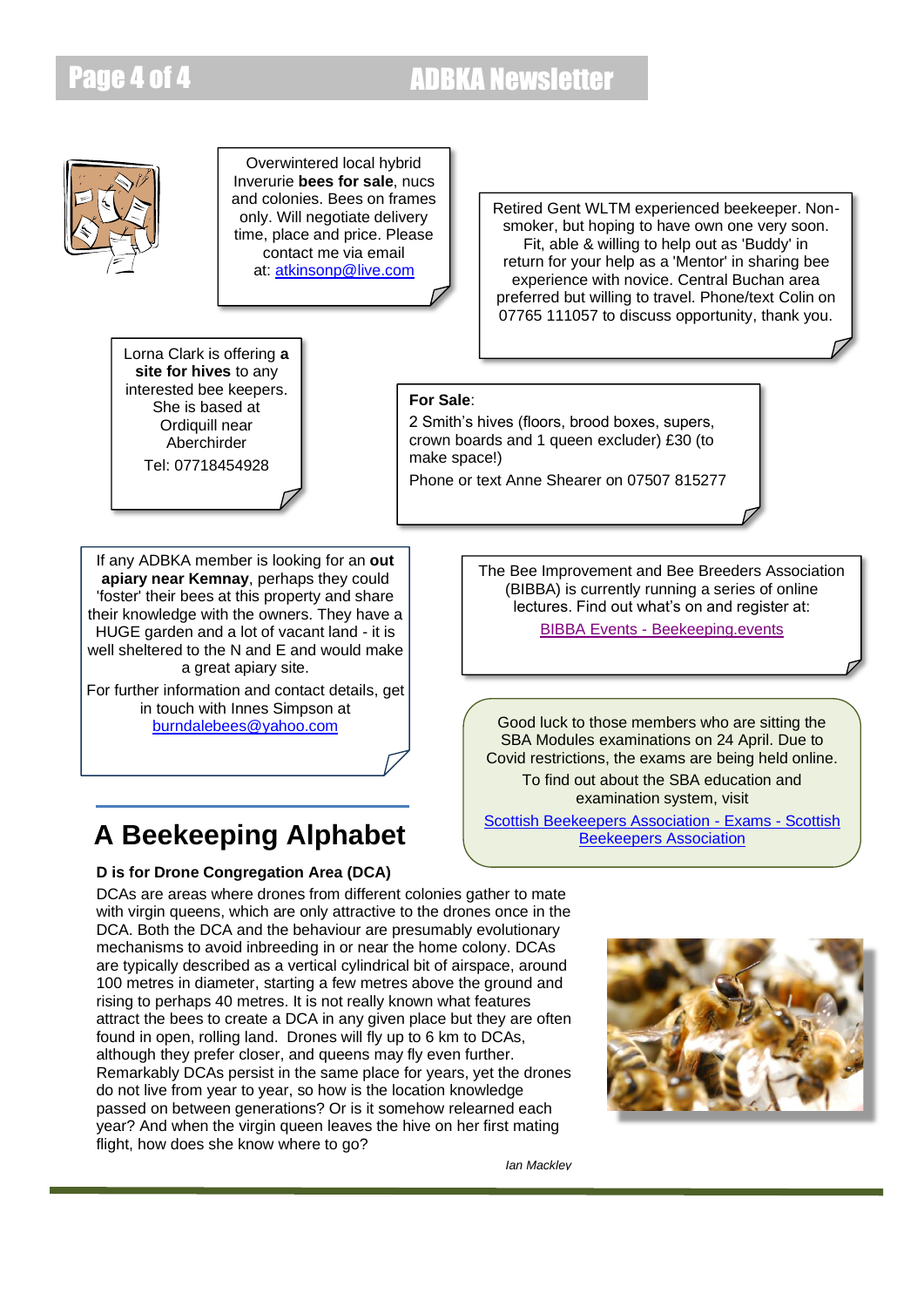Overwintered local hybrid Inverurie **bees for sale**, nucs and colonies. Bees on frames only. Will negotiate delivery time, place and price. Please contact me via email at: atkinsonp@live.com

Retired Gent WLTM experienced beekeeper. Non-smoker, but hoping to have own one very soon. Fit, able & willing to help out as 'Buddy' in return for your help as a 'Mentor' in sharing bee experience with novice. Central Buchan area preferred but willing to travel. Phone/text Colin on 07765 111057 to discuss opportunity, thank you.

Lorna Clark is offering **a site for hives** to any interested bee keepers. She is based at Ordiquill near Aberchirder

Tel: 07718454928

**For Sale**:

2 Smith's hives (floors, brood boxes, supers, crown boards and 1 queen excluder) £30 (to make space!)

Phone or text Anne Shearer on 07507 815277

If any ADBKA member is looking for an **out apiary near Kemnay**, perhaps they could 'foster' their bees at this property and share their knowledge with the owners. They have a HUGE garden and a lot of vacant land - it is well sheltered to the N and E and would make a great apiary site.

For further information and contact details, get in touch with Innes Simpson at burndalebees@yahoo.com

The Bee Improvement and Bee Breeders Association (BIBBA) is currently running a series of online lectures. Find out what's on and register at:

BIBBA Events - Beekeeping.events

Good luck to those members who are sitting the SBA Modules examinations on 24 April. Due to Covid restrictions, the exams are being held online.

To find out about the SBA education and examination system, visit

Scottish Beekeepers Association - Exams - Scottish Beekeepers Association

# A Beekeeping Alphabet

**D is for Drone Congregation Area (DCA)**

DCAs are areas where drones from different colonies gather to mate with virgin queens, which are only attractive to the drones once in the DCA. Both the DCA and the behaviour are presumably evolutionary mechanisms to avoid inbreeding in or near the home colony. DCAs are typically described as a vertical cylindrical bit of airspace, around 100 metres in diameter, starting a few metres above the ground and rising to perhaps 40 metres. It is not really known what features attract the bees to create a DCA in any given place but they are often found in open, rolling land. Drones will fly up to 6 km to DCAs, although they prefer closer, and queens may fly even further. Remarkably DCAs persist in the same place for years, yet the drones do not live from year to year, so how is the location knowledge passed on between generations? Or is it somehow relearned each year? And when the virgin queen leaves the hive on her first mating flight, how does she know where to go?

*Ian Mackley*